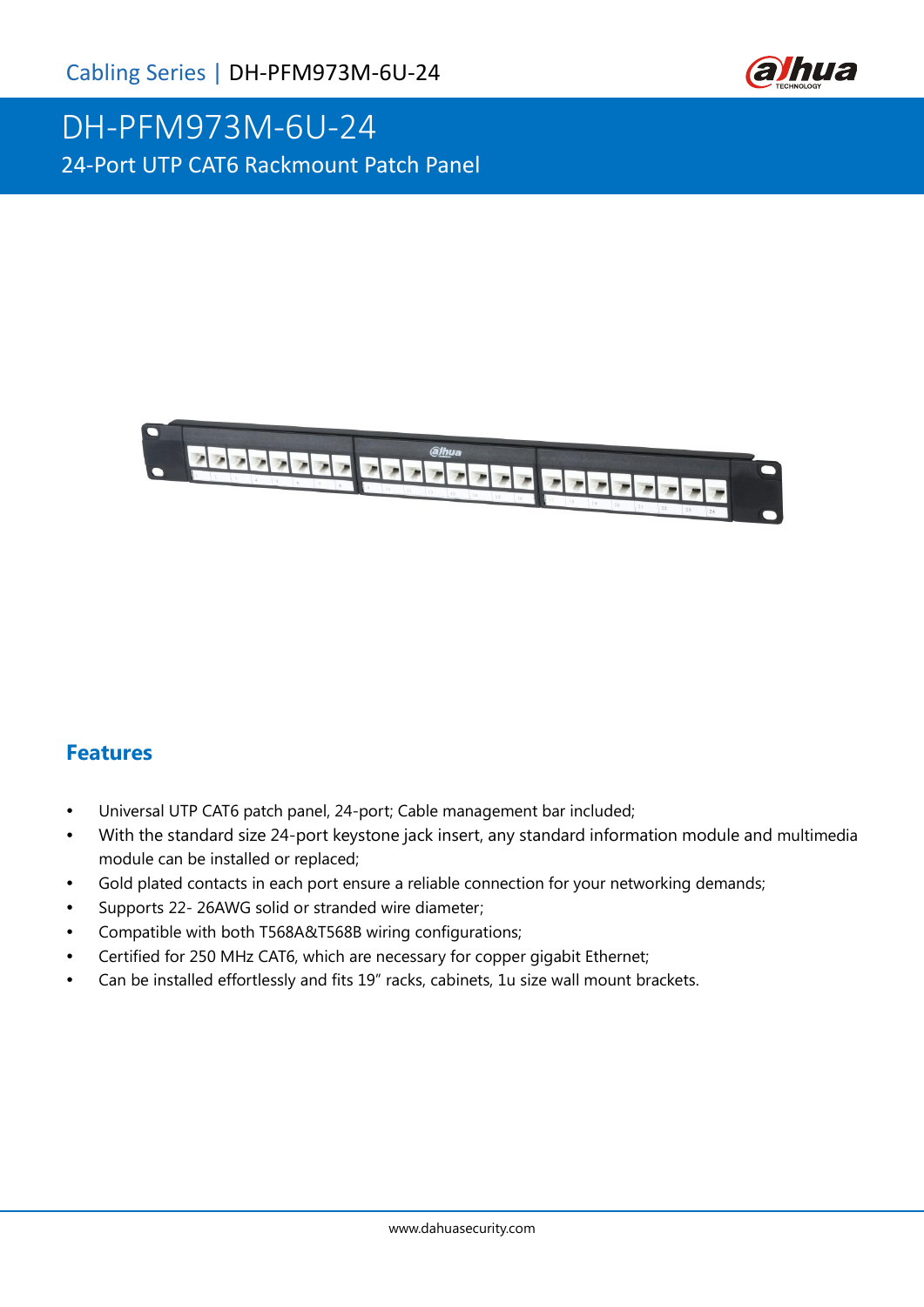# DH-PFM973M-6U-24

24-Port UTP CAT6 Rackmount Patch Panel

## Features

- Universal UTP CAT6 patch panel, 24-port; Cable management bar included;
- With the standard size 24-port keystone jack insert, any standard information module and multimedia module can be installed or replaced;
- Gold plated contacts in each port ensure a reliable connection for your networking demands;
- Supports 22- 26AWG solid or stranded wire diameter;
- Compatible with both T568A&T568B wiring configurations;
- Certified for 250 MHz CAT6, which are necessary for copper gigabit Ethernet;
- Can be installed effortlessly and fits 19" racks, cabinets, 1u size wall mount brackets.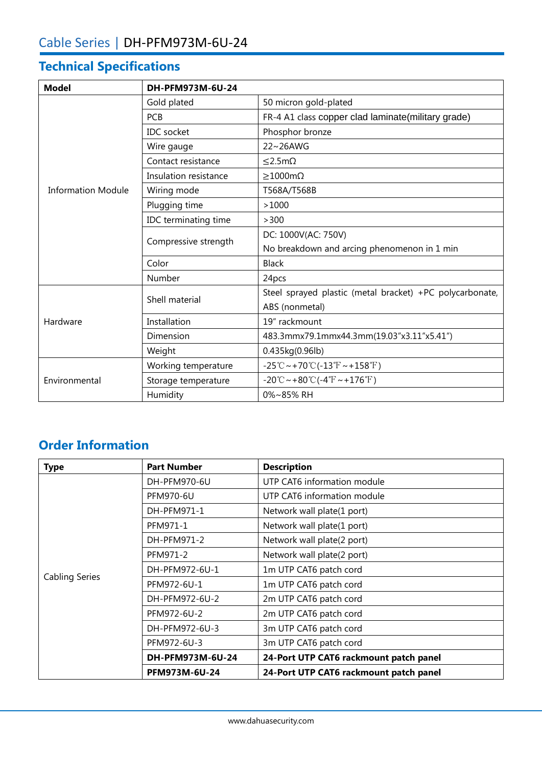# Cable Series | DH-PFM973M-6U-24

## Technical Specifications

| Model | DH-PFM973M-6U-24 | |
|---|---|---|
| Information Module | Gold plated | 50 micron gold-plated |
| | PCB | FR-4 A1 class copper clad laminate(military grade) |
| | IDC socket | Phosphor bronze |
| | Wire gauge | 22~26AWG |
| | Contact resistance | ≤2.5mΩ |
| | Insulation resistance | ≥1000mΩ |
| | Wiring mode | T568A/T568B |
| | Plugging time | >1000 |
| | IDC terminating time | >300 |
| | Compressive strength | DC: 1000V(AC: 750V) No breakdown and arcing phenomenon in 1 min |
| | Color | Black |
| | Number | 24pcs |
| Hardware | Shell material | Steel sprayed plastic (metal bracket) +PC polycarbonate, ABS (nonmetal) |
| | Installation | 19" rackmount |
| | Dimension | 483.3mmx79.1mmx44.3mm(19.03"x3.11"x5.41") |
| | Weight | 0.435kg(0.96lb) |
| Environmental | Working temperature | -25℃~+70℃(-13℉~+158℉) |
| | Storage temperature | -20℃~+80℃(-4℉~+176℉) |
| | Humidity | 0%~85% RH |

## Order Information

| Type | Part Number | Description |
|---|---|---|
| Cabling Series | DH-PFM970-6U | UTP CAT6 information module |
| | PFM970-6U | UTP CAT6 information module |
| | DH-PFM971-1 | Network wall plate(1 port) |
| | PFM971-1 | Network wall plate(1 port) |
| | DH-PFM971-2 | Network wall plate(2 port) |
| | PFM971-2 | Network wall plate(2 port) |
| | DH-PFM972-6U-1 | 1m UTP CAT6 patch cord |
| | PFM972-6U-1 | 1m UTP CAT6 patch cord |
| | DH-PFM972-6U-2 | 2m UTP CAT6 patch cord |
| | PFM972-6U-2 | 2m UTP CAT6 patch cord |
| | DH-PFM972-6U-3 | 3m UTP CAT6 patch cord |
| | PFM972-6U-3 | 3m UTP CAT6 patch cord |
| | **DH-PFM973M-6U-24** | **24-Port UTP CAT6 rackmount patch panel** |
| | **PFM973M-6U-24** | **24-Port UTP CAT6 rackmount patch panel** |

www.dahuasecurity.com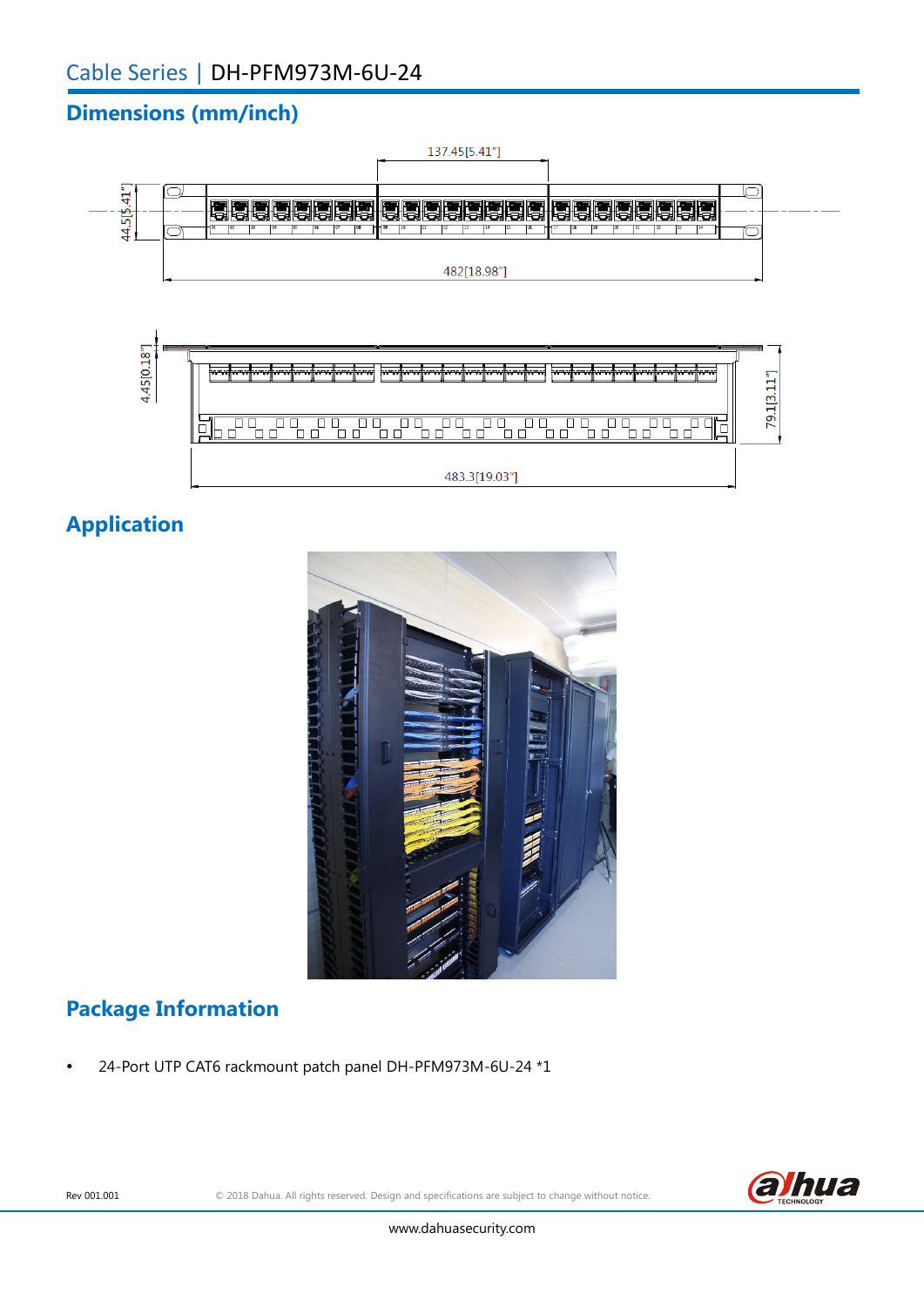## Dimensions (mm/inch)

137.45[5.41"]

44.5[5.41"]

482[18.98"]

4.45[0.18"]

79.1[3.11"]

483.3[19.03"]

## Application

## Package Information

- 24-Port UTP CAT6 rackmount patch panel DH-PFM973M-6U-24 *1

Rev 001.001

© 2018 Dahua. All rights reserved. Design and specifications are subject to change without notice.

www.dahuasecurity.com